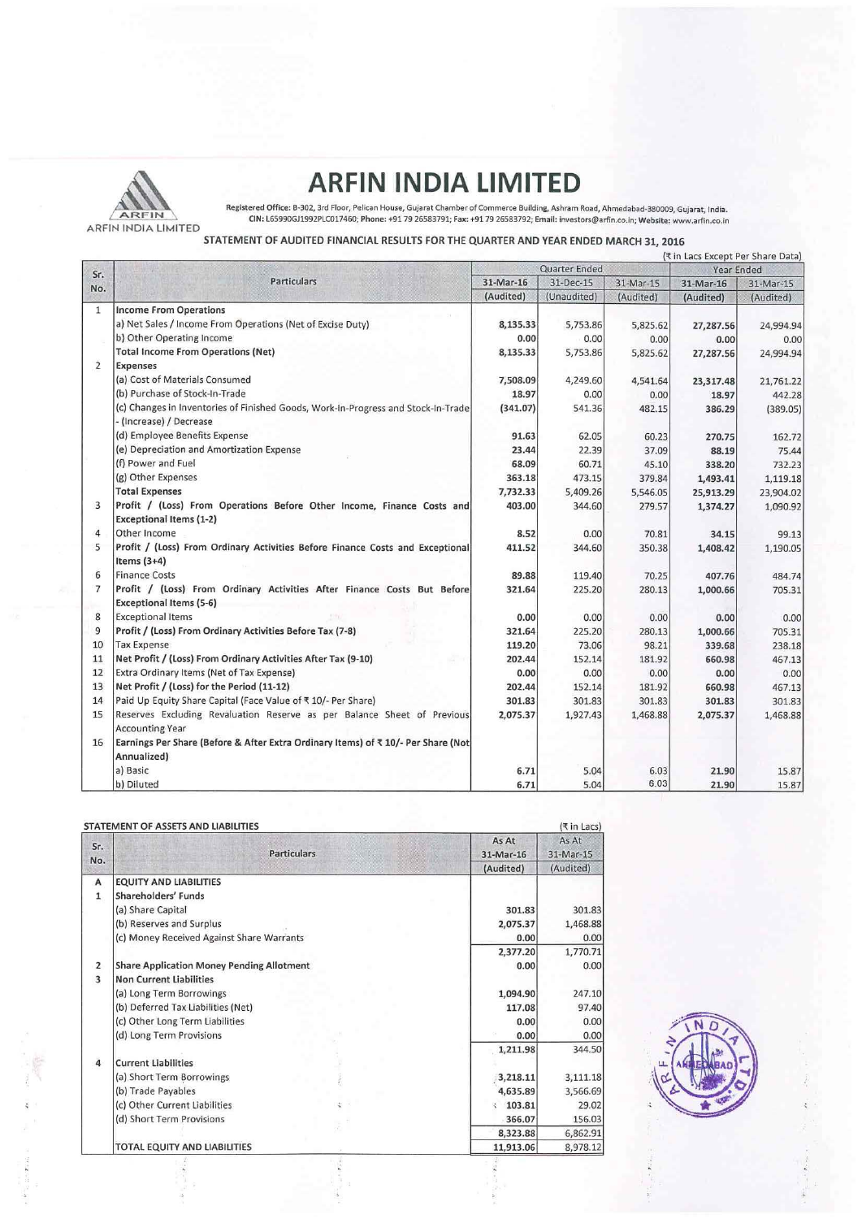# ARFIN INDIA LIMITED

Registered Office: B-302, 3rd Floor, Pelican House, Gujarat Chamber of Commerce Building, Ashram Road, Ahmedabad-380009, Gujarat, India.
CIN: L65990GJ1992PLC017460; Phone: +91 79 26583791; Fax: +91 79 26583792; Email: investors@arfin.co.in; Website: www.arfin.co.in

## STATEMENT OF AUDITED FINANCIAL RESULTS FOR THE QUARTER AND YEAR ENDED MARCH 31, 2016

(₹ in Lacs Except Per Share Data)

| Sr. No. | Particulars | Quarter Ended | | | Year Ended | |
|---|---|---|---|---|---|---|
| | | 31-Mar-16 | 31-Dec-15 | 31-Mar-15 | 31-Mar-16 | 31-Mar-15 |
| | | (Audited) | (Unaudited) | (Audited) | (Audited) | (Audited) |
| 1 | **Income From Operations** | | | | | |
| | a) Net Sales / Income From Operations (Net of Excise Duty) | 8,135.33 | 5,753.86 | 5,825.62 | 27,287.56 | 24,994.94 |
| | b) Other Operating Income | 0.00 | 0.00 | 0.00 | 0.00 | 0.00 |
| | **Total Income From Operations (Net)** | 8,135.33 | 5,753.86 | 5,825.62 | 27,287.56 | 24,994.94 |
| 2 | **Expenses** | | | | | |
| | (a) Cost of Materials Consumed | 7,508.09 | 4,249.60 | 4,541.64 | 23,317.48 | 21,761.22 |
| | (b) Purchase of Stock-In-Trade | 18.97 | 0.00 | 0.00 | 18.97 | 442.28 |
| | (c) Changes in Inventories of Finished Goods, Work-In-Progress and Stock-In-Trade - (Increase) / Decrease | (341.07) | 541.36 | 482.15 | 386.29 | (389.05) |
| | (d) Employee Benefits Expense | 91.63 | 62.05 | 60.23 | 270.75 | 162.72 |
| | (e) Depreciation and Amortization Expense | 23.44 | 22.39 | 37.09 | 88.19 | 75.44 |
| | (f) Power and Fuel | 68.09 | 60.71 | 45.10 | 338.20 | 732.23 |
| | (g) Other Expenses | 363.18 | 473.15 | 379.84 | 1,493.41 | 1,119.18 |
| | **Total Expenses** | 7,732.33 | 5,409.26 | 5,546.05 | 25,913.29 | 23,904.02 |
| 3 | **Profit / (Loss) From Operations Before Other Income, Finance Costs and Exceptional Items (1-2)** | 403.00 | 344.60 | 279.57 | 1,374.27 | 1,090.92 |
| 4 | Other Income | 8.52 | 0.00 | 70.81 | 34.15 | 99.13 |
| 5 | **Profit / (Loss) From Ordinary Activities Before Finance Costs and Exceptional Items (3+4)** | 411.52 | 344.60 | 350.38 | 1,408.42 | 1,190.05 |
| 6 | Finance Costs | 89.88 | 119.40 | 70.25 | 407.76 | 484.74 |
| 7 | **Profit / (Loss) From Ordinary Activities After Finance Costs But Before Exceptional Items (5-6)** | 321.64 | 225.20 | 280.13 | 1,000.66 | 705.31 |
| 8 | Exceptional Items | 0.00 | 0.00 | 0.00 | 0.00 | 0.00 |
| 9 | **Profit / (Loss) From Ordinary Activities Before Tax (7-8)** | 321.64 | 225.20 | 280.13 | 1,000.66 | 705.31 |
| 10 | Tax Expense | 119.20 | 73.06 | 98.21 | 339.68 | 238.18 |
| 11 | **Net Profit / (Loss) From Ordinary Activities After Tax (9-10)** | 202.44 | 152.14 | 181.92 | 660.98 | 467.13 |
| 12 | Extra Ordinary Items (Net of Tax Expense) | 0.00 | 0.00 | 0.00 | 0.00 | 0.00 |
| 13 | **Net Profit / (Loss) for the Period (11-12)** | 202.44 | 152.14 | 181.92 | 660.98 | 467.13 |
| 14 | Paid Up Equity Share Capital (Face Value of ₹ 10/- Per Share) | 301.83 | 301.83 | 301.83 | 301.83 | 301.83 |
| 15 | Reserves Excluding Revaluation Reserve as per Balance Sheet of Previous Accounting Year | 2,075.37 | 1,927.43 | 1,468.88 | 2,075.37 | 1,468.88 |
| 16 | **Earnings Per Share (Before & After Extra Ordinary Items) of ₹ 10/- Per Share (Not Annualized)** | | | | | |
| | a) Basic | 6.71 | 5.04 | 6.03 | 21.90 | 15.87 |
| | b) Diluted | 6.71 | 5.04 | 6.03 | 21.90 | 15.87 |

## STATEMENT OF ASSETS AND LIABILITIES

(₹ in Lacs)

| Sr. No. | Particulars | As At 31-Mar-16 (Audited) | As At 31-Mar-15 (Audited) |
|---|---|---|---|
| A | **EQUITY AND LIABILITIES** | | |
| 1 | **Shareholders' Funds** | | |
| | (a) Share Capital | 301.83 | 301.83 |
| | (b) Reserves and Surplus | 2,075.37 | 1,468.88 |
| | (c) Money Received Against Share Warrants | 0.00 | 0.00 |
| | | 2,377.20 | 1,770.71 |
| 2 | **Share Application Money Pending Allotment** | 0.00 | 0.00 |
| 3 | **Non Current Liabilities** | | |
| | (a) Long Term Borrowings | 1,094.90 | 247.10 |
| | (b) Deferred Tax Liabilities (Net) | 117.08 | 97.40 |
| | (c) Other Long Term Liabilities | 0.00 | 0.00 |
| | (d) Long Term Provisions | 0.00 | 0.00 |
| | | 1,211.98 | 344.50 |
| 4 | **Current Liabilities** | | |
| | (a) Short Term Borrowings | 3,218.11 | 3,111.18 |
| | (b) Trade Payables | 4,635.89 | 3,566.69 |
| | (c) Other Current Liabilities | 103.81 | 29.02 |
| | (d) Short Term Provisions | 366.07 | 156.03 |
| | | 8,323.88 | 6,862.91 |
| | **TOTAL EQUITY AND LIABILITIES** | 11,913.06 | 8,978.12 |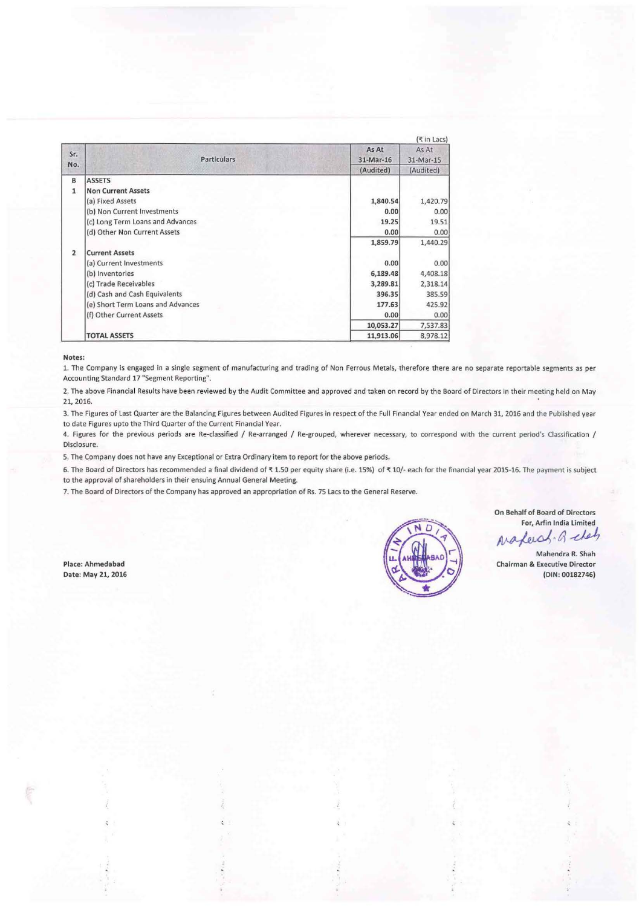(₹ in Lacs)

| Sr. No. | Particulars | As At 31-Mar-16 (Audited) | As At 31-Mar-15 (Audited) |
|---|---|---|---|
| B | **ASSETS** | | |
| 1 | **Non Current Assets** | | |
| | (a) Fixed Assets | 1,840.54 | 1,420.79 |
| | (b) Non Current Investments | 0.00 | 0.00 |
| | (c) Long Term Loans and Advances | 19.25 | 19.51 |
| | (d) Other Non Current Assets | 0.00 | 0.00 |
| | | 1,859.79 | 1,440.29 |
| 2 | **Current Assets** | | |
| | (a) Current Investments | 0.00 | 0.00 |
| | (b) Inventories | 6,189.48 | 4,408.18 |
| | (c) Trade Receivables | 3,289.81 | 2,318.14 |
| | (d) Cash and Cash Equivalents | 396.35 | 385.59 |
| | (e) Short Term Loans and Advances | 177.63 | 425.92 |
| | (f) Other Current Assets | 0.00 | 0.00 |
| | | 10,053.27 | 7,537.83 |
| | **TOTAL ASSETS** | 11,913.06 | 8,978.12 |

**Notes:**

1. The Company is engaged in a single segment of manufacturing and trading of Non Ferrous Metals, therefore there are no separate reportable segments as per Accounting Standard 17 "Segment Reporting".
2. The above Financial Results have been reviewed by the Audit Committee and approved and taken on record by the Board of Directors in their meeting held on May 21, 2016.
3. The Figures of Last Quarter are the Balancing Figures between Audited Figures in respect of the Full Financial Year ended on March 31, 2016 and the Published year to date Figures upto the Third Quarter of the Current Financial Year.
4. Figures for the previous periods are Re-classified / Re-arranged / Re-grouped, wherever necessary, to correspond with the current period's Classification / Disclosure.
5. The Company does not have any Exceptional or Extra Ordinary item to report for the above periods.
6. The Board of Directors has recommended a final dividend of ₹ 1.50 per equity share (i.e. 15%) of ₹ 10/- each for the financial year 2015-16. The payment is subject to the approval of shareholders in their ensuing Annual General Meeting.
7. The Board of Directors of the Company has approved an appropriation of Rs. 75 Lacs to the General Reserve.

**On Behalf of Board of Directors**
**For, Arfin India Limited**

**Mahendra R. Shah**
**Chairman & Executive Director**
**(DIN: 00182746)**

**Place: Ahmedabad**
**Date: May 21, 2016**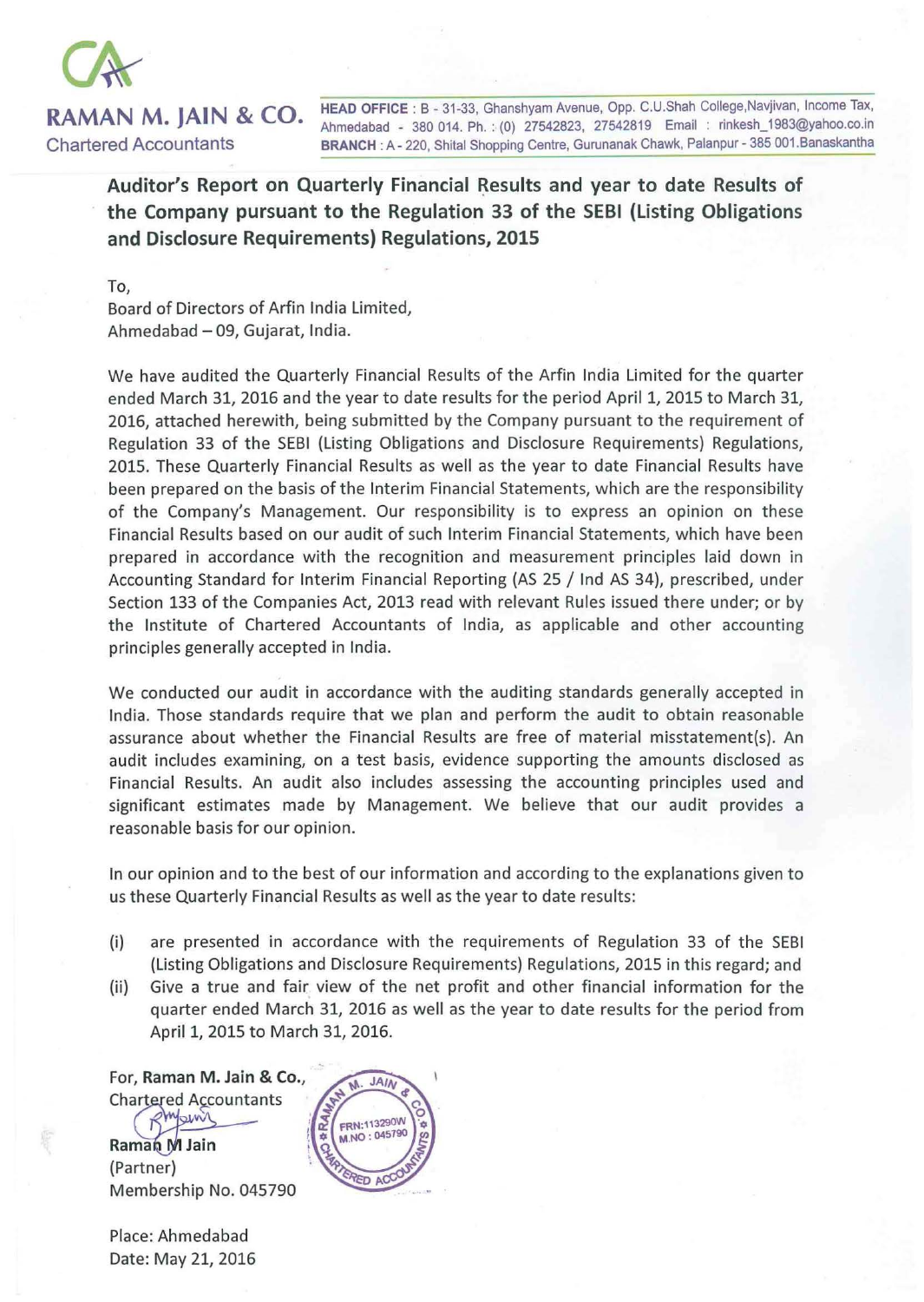**RAMAN M. JAIN & CO.**
Chartered Accountants

**HEAD OFFICE** : B - 31-33, Ghanshyam Avenue, Opp. C.U.Shah College,Navjivan, Income Tax, Ahmedabad - 380 014. Ph. : (0) 27542823, 27542819 Email : rinkesh_1983@yahoo.co.in
**BRANCH** : A - 220, Shital Shopping Centre, Gurunanak Chawk, Palanpur - 385 001.Banaskantha

## Auditor's Report on Quarterly Financial Results and year to date Results of the Company pursuant to the Regulation 33 of the SEBI (Listing Obligations and Disclosure Requirements) Regulations, 2015

To,
Board of Directors of Arfin India Limited,
Ahmedabad – 09, Gujarat, India.

We have audited the Quarterly Financial Results of the Arfin India Limited for the quarter ended March 31, 2016 and the year to date results for the period April 1, 2015 to March 31, 2016, attached herewith, being submitted by the Company pursuant to the requirement of Regulation 33 of the SEBI (Listing Obligations and Disclosure Requirements) Regulations, 2015. These Quarterly Financial Results as well as the year to date Financial Results have been prepared on the basis of the Interim Financial Statements, which are the responsibility of the Company's Management. Our responsibility is to express an opinion on these Financial Results based on our audit of such Interim Financial Statements, which have been prepared in accordance with the recognition and measurement principles laid down in Accounting Standard for Interim Financial Reporting (AS 25 / Ind AS 34), prescribed, under Section 133 of the Companies Act, 2013 read with relevant Rules issued there under; or by the Institute of Chartered Accountants of India, as applicable and other accounting principles generally accepted in India.

We conducted our audit in accordance with the auditing standards generally accepted in India. Those standards require that we plan and perform the audit to obtain reasonable assurance about whether the Financial Results are free of material misstatement(s). An audit includes examining, on a test basis, evidence supporting the amounts disclosed as Financial Results. An audit also includes assessing the accounting principles used and significant estimates made by Management. We believe that our audit provides a reasonable basis for our opinion.

In our opinion and to the best of our information and according to the explanations given to us these Quarterly Financial Results as well as the year to date results:

(i) are presented in accordance with the requirements of Regulation 33 of the SEBI (Listing Obligations and Disclosure Requirements) Regulations, 2015 in this regard; and
(ii) Give a true and fair view of the net profit and other financial information for the quarter ended March 31, 2016 as well as the year to date results for the period from April 1, 2015 to March 31, 2016.

For, **Raman M. Jain & Co.,**
Chartered Accountants

**Raman M Jain**
(Partner)
Membership No. 045790

RAMAN M. JAIN & CO. CHARTERED ACCOUNTANTS
FRN:113290W
M.NO : 045790

Place: Ahmedabad
Date: May 21, 2016